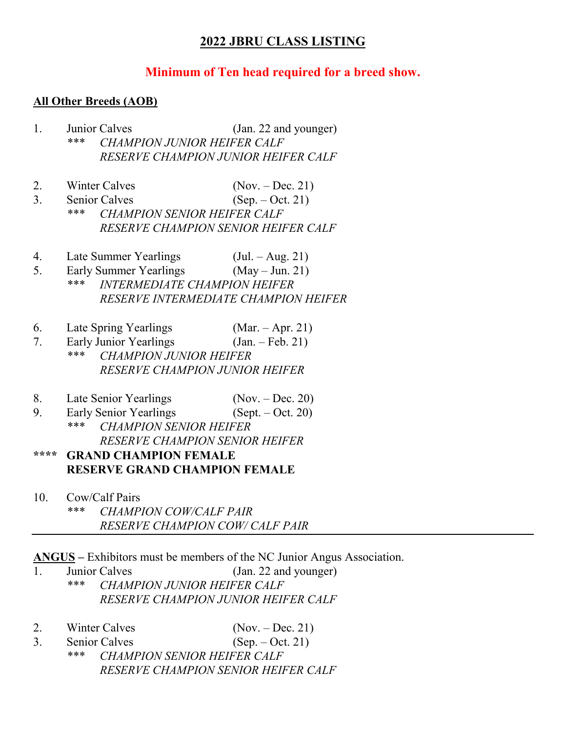# 2022 JBRU CLASS LISTING

**Minimum of Ten head required for a breed show.**

## All Other Breeds (AOB)

1. Junior Calves (Jan. 22 and younger)
   *** *CHAMPION JUNIOR HEIFER CALF*
   *RESERVE CHAMPION JUNIOR HEIFER CALF*

2. Winter Calves (Nov. – Dec. 21)
3. Senior Calves (Sep. – Oct. 21)
   *** *CHAMPION SENIOR HEIFER CALF*
   *RESERVE CHAMPION SENIOR HEIFER CALF*

4. Late Summer Yearlings (Jul. – Aug. 21)
5. Early Summer Yearlings (May – Jun. 21)
   *** *INTERMEDIATE CHAMPION HEIFER*
   *RESERVE INTERMEDIATE CHAMPION HEIFER*

6. Late Spring Yearlings (Mar. – Apr. 21)
7. Early Junior Yearlings (Jan. – Feb. 21)
   *** *CHAMPION JUNIOR HEIFER*
   *RESERVE CHAMPION JUNIOR HEIFER*

8. Late Senior Yearlings (Nov. – Dec. 20)
9. Early Senior Yearlings (Sept. – Oct. 20)
   *** *CHAMPION SENIOR HEIFER*
   *RESERVE CHAMPION SENIOR HEIFER*

**** **GRAND CHAMPION FEMALE**
**RESERVE GRAND CHAMPION FEMALE**

10. Cow/Calf Pairs
    *** *CHAMPION COW/CALF PAIR*
    *RESERVE CHAMPION COW/ CALF PAIR*

---

**ANGUS** – Exhibitors must be members of the NC Junior Angus Association.

1. Junior Calves (Jan. 22 and younger)
   *** *CHAMPION JUNIOR HEIFER CALF*
   *RESERVE CHAMPION JUNIOR HEIFER CALF*

2. Winter Calves (Nov. – Dec. 21)
3. Senior Calves (Sep. – Oct. 21)
   *** *CHAMPION SENIOR HEIFER CALF*
   *RESERVE CHAMPION SENIOR HEIFER CALF*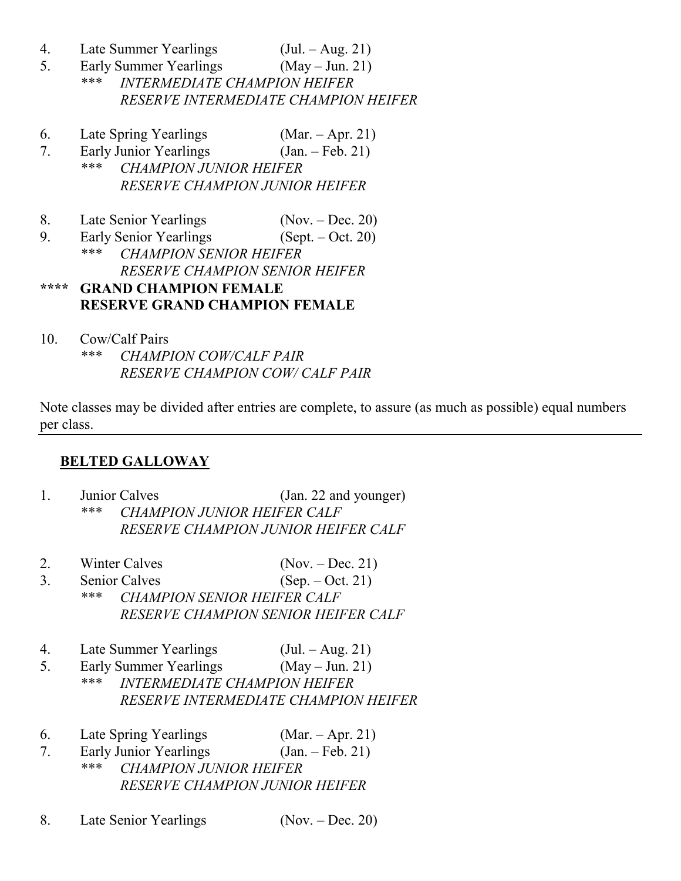4. Late Summer Yearlings (Jul. – Aug. 21)
5. Early Summer Yearlings (May – Jun. 21)
   *** *INTERMEDIATE CHAMPION HEIFER*
   *RESERVE INTERMEDIATE CHAMPION HEIFER*

6. Late Spring Yearlings (Mar. – Apr. 21)
7. Early Junior Yearlings (Jan. – Feb. 21)
   *** *CHAMPION JUNIOR HEIFER*
   *RESERVE CHAMPION JUNIOR HEIFER*

8. Late Senior Yearlings (Nov. – Dec. 20)
9. Early Senior Yearlings (Sept. – Oct. 20)
   *** *CHAMPION SENIOR HEIFER*
   *RESERVE CHAMPION SENIOR HEIFER*

**** **GRAND CHAMPION FEMALE**
**RESERVE GRAND CHAMPION FEMALE**

10. Cow/Calf Pairs
    *** *CHAMPION COW/CALF PAIR*
    *RESERVE CHAMPION COW/ CALF PAIR*

Note classes may be divided after entries are complete, to assure (as much as possible) equal numbers per class.

---

## **BELTED GALLOWAY**

1. Junior Calves (Jan. 22 and younger)
   *** *CHAMPION JUNIOR HEIFER CALF*
   *RESERVE CHAMPION JUNIOR HEIFER CALF*

2. Winter Calves (Nov. – Dec. 21)
3. Senior Calves (Sep. – Oct. 21)
   *** *CHAMPION SENIOR HEIFER CALF*
   *RESERVE CHAMPION SENIOR HEIFER CALF*

4. Late Summer Yearlings (Jul. – Aug. 21)
5. Early Summer Yearlings (May – Jun. 21)
   *** *INTERMEDIATE CHAMPION HEIFER*
   *RESERVE INTERMEDIATE CHAMPION HEIFER*

6. Late Spring Yearlings (Mar. – Apr. 21)
7. Early Junior Yearlings (Jan. – Feb. 21)
   *** *CHAMPION JUNIOR HEIFER*
   *RESERVE CHAMPION JUNIOR HEIFER*

8. Late Senior Yearlings (Nov. – Dec. 20)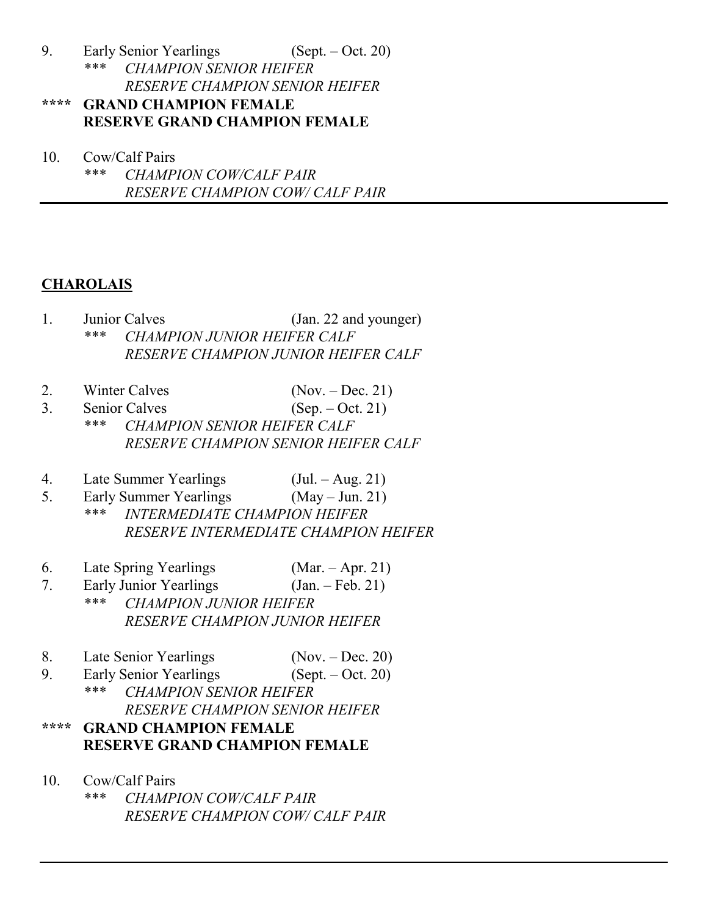9. Early Senior Yearlings (Sept. – Oct. 20)
   *** *CHAMPION SENIOR HEIFER*
   *RESERVE CHAMPION SENIOR HEIFER*

**\*\*\*\* GRAND CHAMPION FEMALE**
**RESERVE GRAND CHAMPION FEMALE**

10. Cow/Calf Pairs
    *** *CHAMPION COW/CALF PAIR*
    *RESERVE CHAMPION COW/ CALF PAIR*

---

## CHAROLAIS

1. Junior Calves (Jan. 22 and younger)
   *** *CHAMPION JUNIOR HEIFER CALF*
   *RESERVE CHAMPION JUNIOR HEIFER CALF*

2. Winter Calves (Nov. – Dec. 21)
3. Senior Calves (Sep. – Oct. 21)
   *** *CHAMPION SENIOR HEIFER CALF*
   *RESERVE CHAMPION SENIOR HEIFER CALF*

4. Late Summer Yearlings (Jul. – Aug. 21)
5. Early Summer Yearlings (May – Jun. 21)
   *** *INTERMEDIATE CHAMPION HEIFER*
   *RESERVE INTERMEDIATE CHAMPION HEIFER*

6. Late Spring Yearlings (Mar. – Apr. 21)
7. Early Junior Yearlings (Jan. – Feb. 21)
   *** *CHAMPION JUNIOR HEIFER*
   *RESERVE CHAMPION JUNIOR HEIFER*

8. Late Senior Yearlings (Nov. – Dec. 20)
9. Early Senior Yearlings (Sept. – Oct. 20)
   *** *CHAMPION SENIOR HEIFER*
   *RESERVE CHAMPION SENIOR HEIFER*

**\*\*\*\* GRAND CHAMPION FEMALE**
**RESERVE GRAND CHAMPION FEMALE**

10. Cow/Calf Pairs
    *** *CHAMPION COW/CALF PAIR*
    *RESERVE CHAMPION COW/ CALF PAIR*

---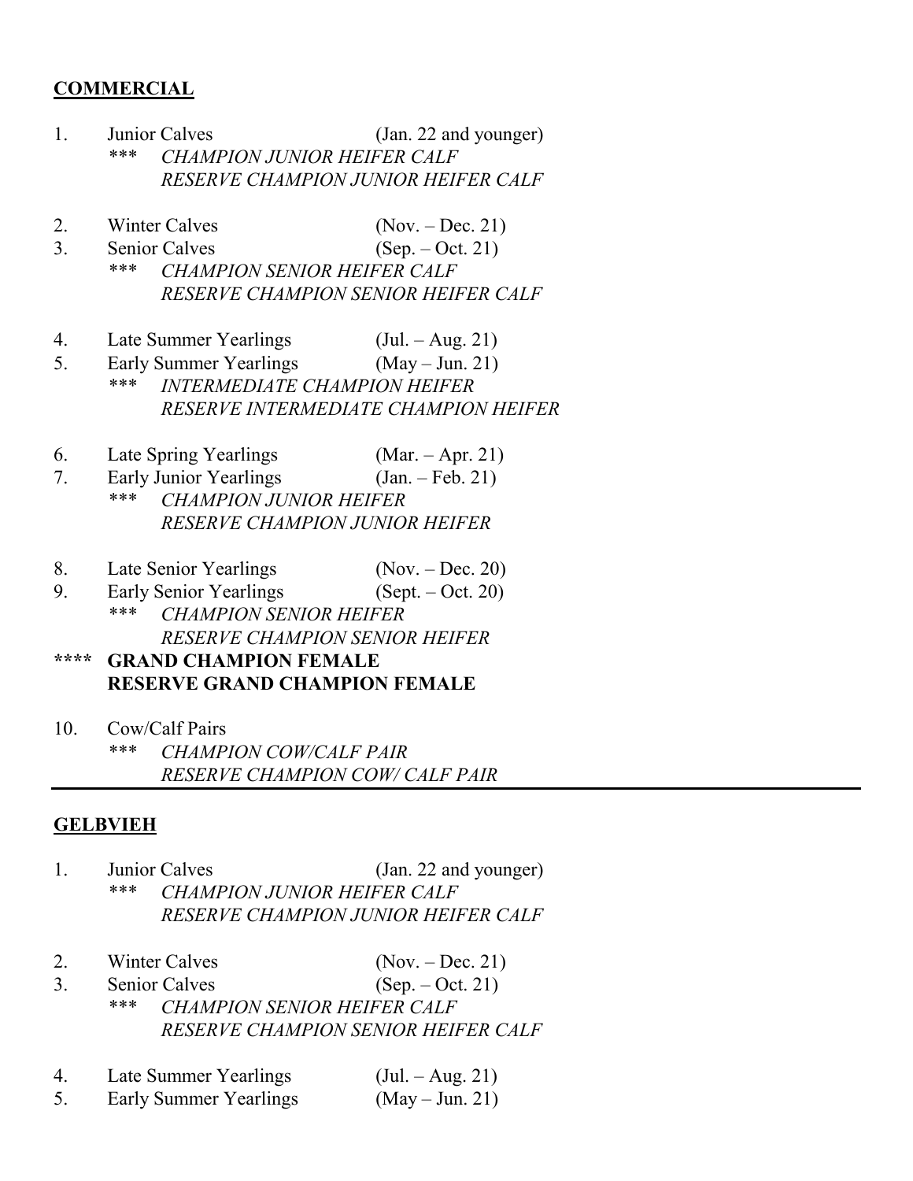**COMMERCIAL**

1. Junior Calves (Jan. 22 and younger)
   *** *CHAMPION JUNIOR HEIFER CALF*
   *RESERVE CHAMPION JUNIOR HEIFER CALF*

2. Winter Calves (Nov. – Dec. 21)
3. Senior Calves (Sep. – Oct. 21)
   *** *CHAMPION SENIOR HEIFER CALF*
   *RESERVE CHAMPION SENIOR HEIFER CALF*

4. Late Summer Yearlings (Jul. – Aug. 21)
5. Early Summer Yearlings (May – Jun. 21)
   *** *INTERMEDIATE CHAMPION HEIFER*
   *RESERVE INTERMEDIATE CHAMPION HEIFER*

6. Late Spring Yearlings (Mar. – Apr. 21)
7. Early Junior Yearlings (Jan. – Feb. 21)
   *** *CHAMPION JUNIOR HEIFER*
   *RESERVE CHAMPION JUNIOR HEIFER*

8. Late Senior Yearlings (Nov. – Dec. 20)
9. Early Senior Yearlings (Sept. – Oct. 20)
   *** *CHAMPION SENIOR HEIFER*
   *RESERVE CHAMPION SENIOR HEIFER*

**\*\*\*\* GRAND CHAMPION FEMALE**
**RESERVE GRAND CHAMPION FEMALE**

10. Cow/Calf Pairs
    *** *CHAMPION COW/CALF PAIR*
    *RESERVE CHAMPION COW/ CALF PAIR*

---

**GELBVIEH**

1. Junior Calves (Jan. 22 and younger)
   *** *CHAMPION JUNIOR HEIFER CALF*
   *RESERVE CHAMPION JUNIOR HEIFER CALF*

2. Winter Calves (Nov. – Dec. 21)
3. Senior Calves (Sep. – Oct. 21)
   *** *CHAMPION SENIOR HEIFER CALF*
   *RESERVE CHAMPION SENIOR HEIFER CALF*

4. Late Summer Yearlings (Jul. – Aug. 21)
5. Early Summer Yearlings (May – Jun. 21)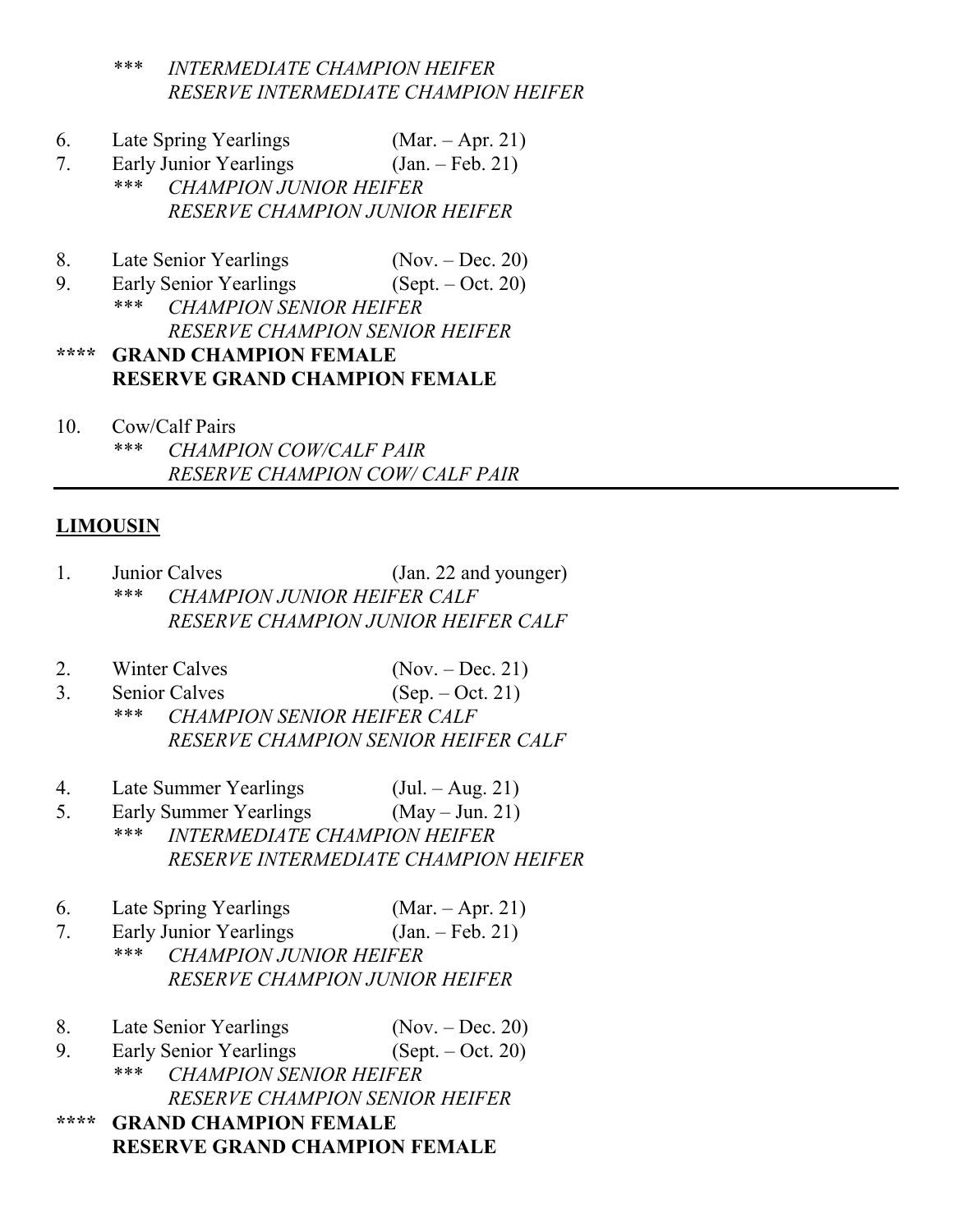*** *INTERMEDIATE CHAMPION HEIFER*
*RESERVE INTERMEDIATE CHAMPION HEIFER*

6. Late Spring Yearlings (Mar. – Apr. 21)
7. Early Junior Yearlings (Jan. – Feb. 21)

*** *CHAMPION JUNIOR HEIFER*
*RESERVE CHAMPION JUNIOR HEIFER*

8. Late Senior Yearlings (Nov. – Dec. 20)
9. Early Senior Yearlings (Sept. – Oct. 20)

*** *CHAMPION SENIOR HEIFER*
*RESERVE CHAMPION SENIOR HEIFER*

**\*\*\*\* GRAND CHAMPION FEMALE**
**RESERVE GRAND CHAMPION FEMALE**

10. Cow/Calf Pairs

*** *CHAMPION COW/CALF PAIR*
*RESERVE CHAMPION COW/ CALF PAIR*

---

## LIMOUSIN

1. Junior Calves (Jan. 22 and younger)

*** *CHAMPION JUNIOR HEIFER CALF*
*RESERVE CHAMPION JUNIOR HEIFER CALF*

2. Winter Calves (Nov. – Dec. 21)
3. Senior Calves (Sep. – Oct. 21)

*** *CHAMPION SENIOR HEIFER CALF*
*RESERVE CHAMPION SENIOR HEIFER CALF*

4. Late Summer Yearlings (Jul. – Aug. 21)
5. Early Summer Yearlings (May – Jun. 21)

*** *INTERMEDIATE CHAMPION HEIFER*
*RESERVE INTERMEDIATE CHAMPION HEIFER*

6. Late Spring Yearlings (Mar. – Apr. 21)
7. Early Junior Yearlings (Jan. – Feb. 21)

*** *CHAMPION JUNIOR HEIFER*
*RESERVE CHAMPION JUNIOR HEIFER*

8. Late Senior Yearlings (Nov. – Dec. 20)
9. Early Senior Yearlings (Sept. – Oct. 20)

*** *CHAMPION SENIOR HEIFER*
*RESERVE CHAMPION SENIOR HEIFER*

**\*\*\*\* GRAND CHAMPION FEMALE**
**RESERVE GRAND CHAMPION FEMALE**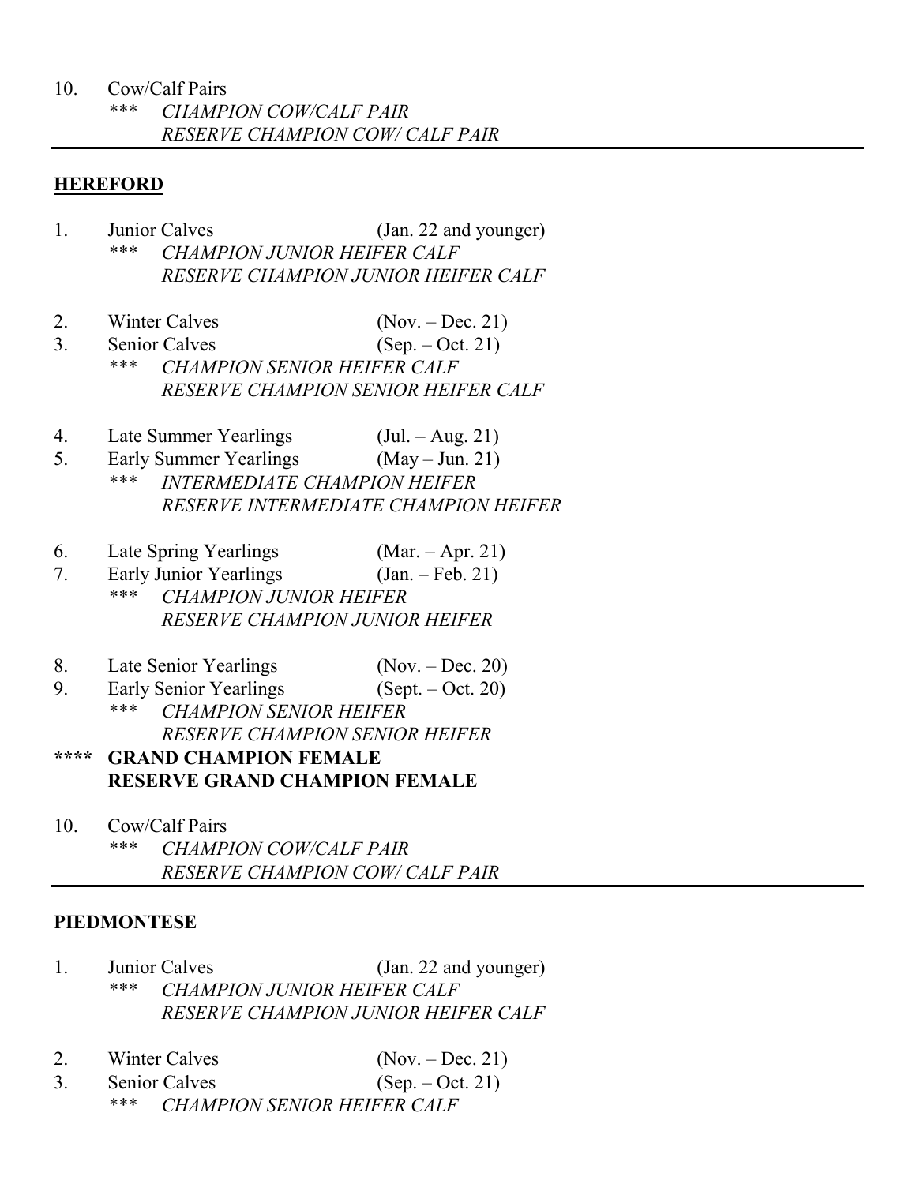10. Cow/Calf Pairs
    *** *CHAMPION COW/CALF PAIR*
    *RESERVE CHAMPION COW/ CALF PAIR*

---

## HEREFORD

1. Junior Calves (Jan. 22 and younger)
   *** *CHAMPION JUNIOR HEIFER CALF*
   *RESERVE CHAMPION JUNIOR HEIFER CALF*

2. Winter Calves (Nov. – Dec. 21)
3. Senior Calves (Sep. – Oct. 21)
   *** *CHAMPION SENIOR HEIFER CALF*
   *RESERVE CHAMPION SENIOR HEIFER CALF*

4. Late Summer Yearlings (Jul. – Aug. 21)
5. Early Summer Yearlings (May – Jun. 21)
   *** *INTERMEDIATE CHAMPION HEIFER*
   *RESERVE INTERMEDIATE CHAMPION HEIFER*

6. Late Spring Yearlings (Mar. – Apr. 21)
7. Early Junior Yearlings (Jan. – Feb. 21)
   *** *CHAMPION JUNIOR HEIFER*
   *RESERVE CHAMPION JUNIOR HEIFER*

8. Late Senior Yearlings (Nov. – Dec. 20)
9. Early Senior Yearlings (Sept. – Oct. 20)
   *** *CHAMPION SENIOR HEIFER*
   *RESERVE CHAMPION SENIOR HEIFER*

**\*\*\*\* GRAND CHAMPION FEMALE**
**RESERVE GRAND CHAMPION FEMALE**

10. Cow/Calf Pairs
    *** *CHAMPION COW/CALF PAIR*
    *RESERVE CHAMPION COW/ CALF PAIR*

---

## PIEDMONTESE

1. Junior Calves (Jan. 22 and younger)
   *** *CHAMPION JUNIOR HEIFER CALF*
   *RESERVE CHAMPION JUNIOR HEIFER CALF*

2. Winter Calves (Nov. – Dec. 21)
3. Senior Calves (Sep. – Oct. 21)
   *** *CHAMPION SENIOR HEIFER CALF*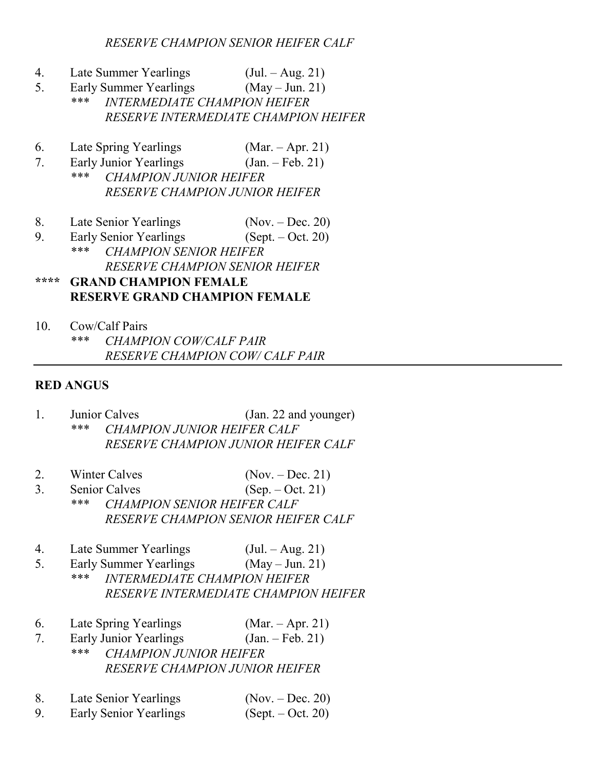*RESERVE CHAMPION SENIOR HEIFER CALF*

4. Late Summer Yearlings (Jul. – Aug. 21)
5. Early Summer Yearlings (May – Jun. 21)
   *** *INTERMEDIATE CHAMPION HEIFER*
   *RESERVE INTERMEDIATE CHAMPION HEIFER*

6. Late Spring Yearlings (Mar. – Apr. 21)
7. Early Junior Yearlings (Jan. – Feb. 21)
   *** *CHAMPION JUNIOR HEIFER*
   *RESERVE CHAMPION JUNIOR HEIFER*

8. Late Senior Yearlings (Nov. – Dec. 20)
9. Early Senior Yearlings (Sept. – Oct. 20)
   *** *CHAMPION SENIOR HEIFER*
   *RESERVE CHAMPION SENIOR HEIFER*

**\*\*\*\* GRAND CHAMPION FEMALE**
**RESERVE GRAND CHAMPION FEMALE**

10. Cow/Calf Pairs
    *** *CHAMPION COW/CALF PAIR*
    *RESERVE CHAMPION COW/ CALF PAIR*

---

**RED ANGUS**

1. Junior Calves (Jan. 22 and younger)
   *** *CHAMPION JUNIOR HEIFER CALF*
   *RESERVE CHAMPION JUNIOR HEIFER CALF*

2. Winter Calves (Nov. – Dec. 21)
3. Senior Calves (Sep. – Oct. 21)
   *** *CHAMPION SENIOR HEIFER CALF*
   *RESERVE CHAMPION SENIOR HEIFER CALF*

4. Late Summer Yearlings (Jul. – Aug. 21)
5. Early Summer Yearlings (May – Jun. 21)
   *** *INTERMEDIATE CHAMPION HEIFER*
   *RESERVE INTERMEDIATE CHAMPION HEIFER*

6. Late Spring Yearlings (Mar. – Apr. 21)
7. Early Junior Yearlings (Jan. – Feb. 21)
   *** *CHAMPION JUNIOR HEIFER*
   *RESERVE CHAMPION JUNIOR HEIFER*

8. Late Senior Yearlings (Nov. – Dec. 20)
9. Early Senior Yearlings (Sept. – Oct. 20)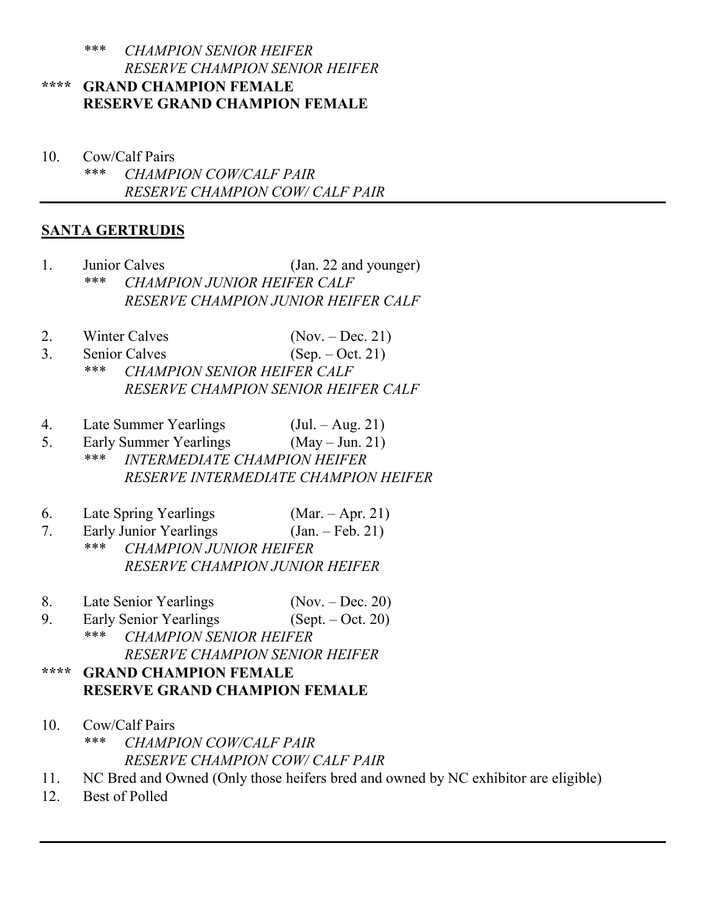*** *CHAMPION SENIOR HEIFER*
*RESERVE CHAMPION SENIOR HEIFER*

**\*\*\*\* GRAND CHAMPION FEMALE**
**RESERVE GRAND CHAMPION FEMALE**

10. Cow/Calf Pairs
    *** *CHAMPION COW/CALF PAIR*
    *RESERVE CHAMPION COW/ CALF PAIR*

---

## SANTA GERTRUDIS

1. Junior Calves (Jan. 22 and younger)
   *** *CHAMPION JUNIOR HEIFER CALF*
   *RESERVE CHAMPION JUNIOR HEIFER CALF*

2. Winter Calves (Nov. – Dec. 21)
3. Senior Calves (Sep. – Oct. 21)
   *** *CHAMPION SENIOR HEIFER CALF*
   *RESERVE CHAMPION SENIOR HEIFER CALF*

4. Late Summer Yearlings (Jul. – Aug. 21)
5. Early Summer Yearlings (May – Jun. 21)
   *** *INTERMEDIATE CHAMPION HEIFER*
   *RESERVE INTERMEDIATE CHAMPION HEIFER*

6. Late Spring Yearlings (Mar. – Apr. 21)
7. Early Junior Yearlings (Jan. – Feb. 21)
   *** *CHAMPION JUNIOR HEIFER*
   *RESERVE CHAMPION JUNIOR HEIFER*

8. Late Senior Yearlings (Nov. – Dec. 20)
9. Early Senior Yearlings (Sept. – Oct. 20)
   *** *CHAMPION SENIOR HEIFER*
   *RESERVE CHAMPION SENIOR HEIFER*

**\*\*\*\* GRAND CHAMPION FEMALE**
**RESERVE GRAND CHAMPION FEMALE**

10. Cow/Calf Pairs
    *** *CHAMPION COW/CALF PAIR*
    *RESERVE CHAMPION COW/ CALF PAIR*
11. NC Bred and Owned (Only those heifers bred and owned by NC exhibitor are eligible)
12. Best of Polled

---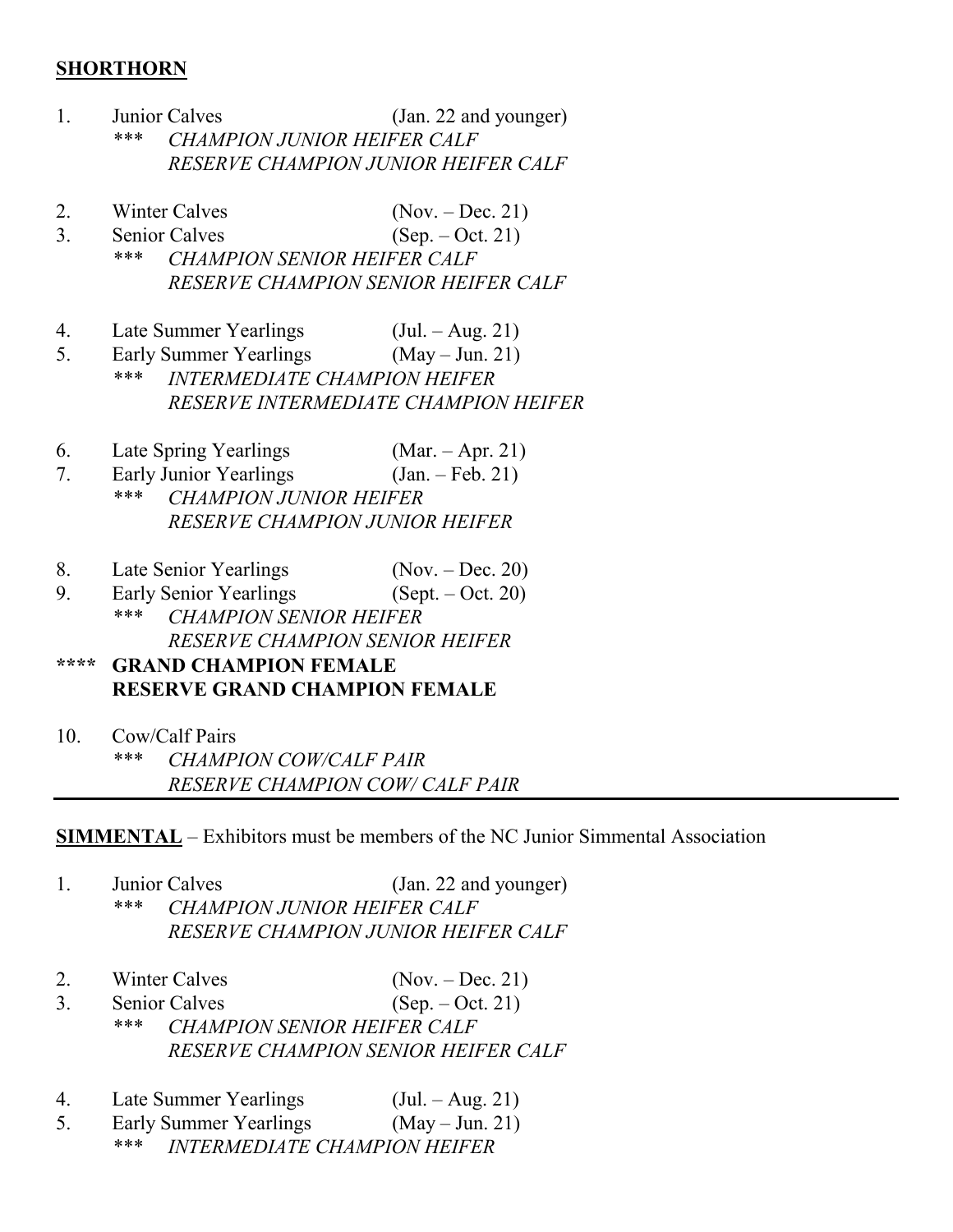**SHORTHORN**

1. Junior Calves (Jan. 22 and younger)
   *** *CHAMPION JUNIOR HEIFER CALF*
   *RESERVE CHAMPION JUNIOR HEIFER CALF*

2. Winter Calves (Nov. – Dec. 21)
3. Senior Calves (Sep. – Oct. 21)
   *** *CHAMPION SENIOR HEIFER CALF*
   *RESERVE CHAMPION SENIOR HEIFER CALF*

4. Late Summer Yearlings (Jul. – Aug. 21)
5. Early Summer Yearlings (May – Jun. 21)
   *** *INTERMEDIATE CHAMPION HEIFER*
   *RESERVE INTERMEDIATE CHAMPION HEIFER*

6. Late Spring Yearlings (Mar. – Apr. 21)
7. Early Junior Yearlings (Jan. – Feb. 21)
   *** *CHAMPION JUNIOR HEIFER*
   *RESERVE CHAMPION JUNIOR HEIFER*

8. Late Senior Yearlings (Nov. – Dec. 20)
9. Early Senior Yearlings (Sept. – Oct. 20)
   *** *CHAMPION SENIOR HEIFER*
   *RESERVE CHAMPION SENIOR HEIFER*

**\*\*\*\* GRAND CHAMPION FEMALE**
**RESERVE GRAND CHAMPION FEMALE**

10. Cow/Calf Pairs
    *** *CHAMPION COW/CALF PAIR*
    *RESERVE CHAMPION COW/ CALF PAIR*

---

**SIMMENTAL** – Exhibitors must be members of the NC Junior Simmental Association

1. Junior Calves (Jan. 22 and younger)
   *** *CHAMPION JUNIOR HEIFER CALF*
   *RESERVE CHAMPION JUNIOR HEIFER CALF*

2. Winter Calves (Nov. – Dec. 21)
3. Senior Calves (Sep. – Oct. 21)
   *** *CHAMPION SENIOR HEIFER CALF*
   *RESERVE CHAMPION SENIOR HEIFER CALF*

4. Late Summer Yearlings (Jul. – Aug. 21)
5. Early Summer Yearlings (May – Jun. 21)
   *** *INTERMEDIATE CHAMPION HEIFER*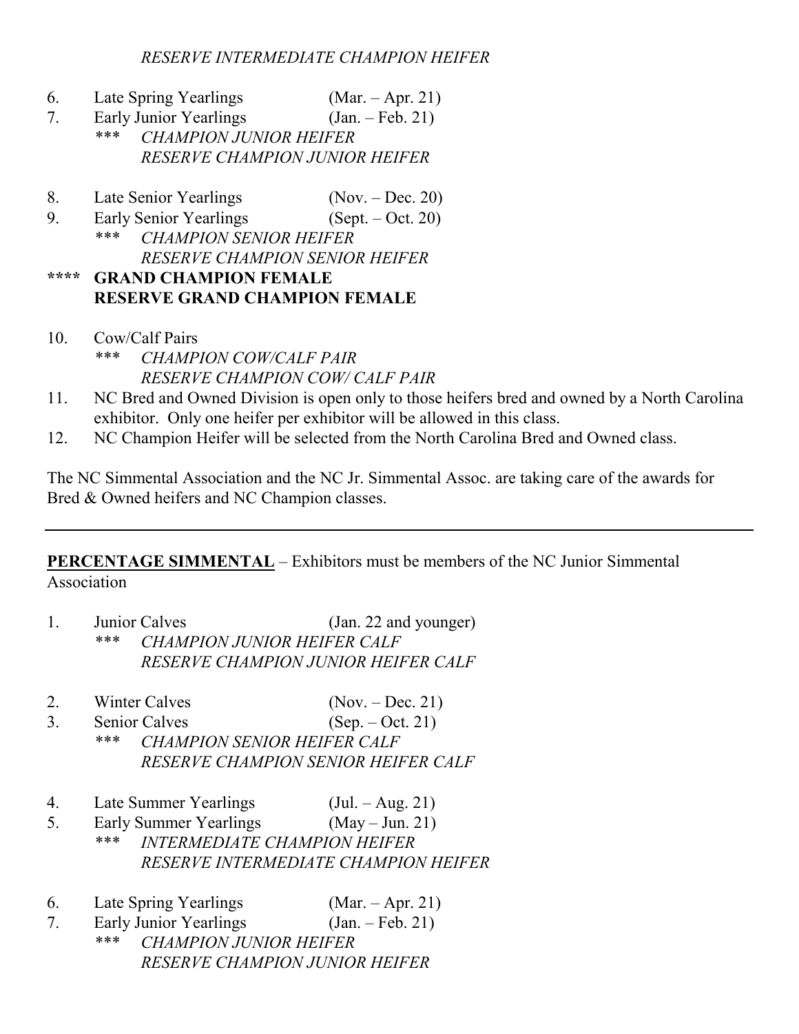*RESERVE INTERMEDIATE CHAMPION HEIFER*

6. Late Spring Yearlings (Mar. – Apr. 21)
7. Early Junior Yearlings (Jan. – Feb. 21)
   *** *CHAMPION JUNIOR HEIFER*
   *RESERVE CHAMPION JUNIOR HEIFER*

8. Late Senior Yearlings (Nov. – Dec. 20)
9. Early Senior Yearlings (Sept. – Oct. 20)
   *** *CHAMPION SENIOR HEIFER*
   *RESERVE CHAMPION SENIOR HEIFER*

**\*\*\*\* GRAND CHAMPION FEMALE**
**RESERVE GRAND CHAMPION FEMALE**

10. Cow/Calf Pairs
    *** *CHAMPION COW/CALF PAIR*
    *RESERVE CHAMPION COW/ CALF PAIR*
11. NC Bred and Owned Division is open only to those heifers bred and owned by a North Carolina exhibitor. Only one heifer per exhibitor will be allowed in this class.
12. NC Champion Heifer will be selected from the North Carolina Bred and Owned class.

The NC Simmental Association and the NC Jr. Simmental Assoc. are taking care of the awards for Bred & Owned heifers and NC Champion classes.

---

**<u>PERCENTAGE SIMMENTAL</u>** – Exhibitors must be members of the NC Junior Simmental Association

1. Junior Calves (Jan. 22 and younger)
   *** *CHAMPION JUNIOR HEIFER CALF*
   *RESERVE CHAMPION JUNIOR HEIFER CALF*

2. Winter Calves (Nov. – Dec. 21)
3. Senior Calves (Sep. – Oct. 21)
   *** *CHAMPION SENIOR HEIFER CALF*
   *RESERVE CHAMPION SENIOR HEIFER CALF*

4. Late Summer Yearlings (Jul. – Aug. 21)
5. Early Summer Yearlings (May – Jun. 21)
   *** *INTERMEDIATE CHAMPION HEIFER*
   *RESERVE INTERMEDIATE CHAMPION HEIFER*

6. Late Spring Yearlings (Mar. – Apr. 21)
7. Early Junior Yearlings (Jan. – Feb. 21)
   *** *CHAMPION JUNIOR HEIFER*
   *RESERVE CHAMPION JUNIOR HEIFER*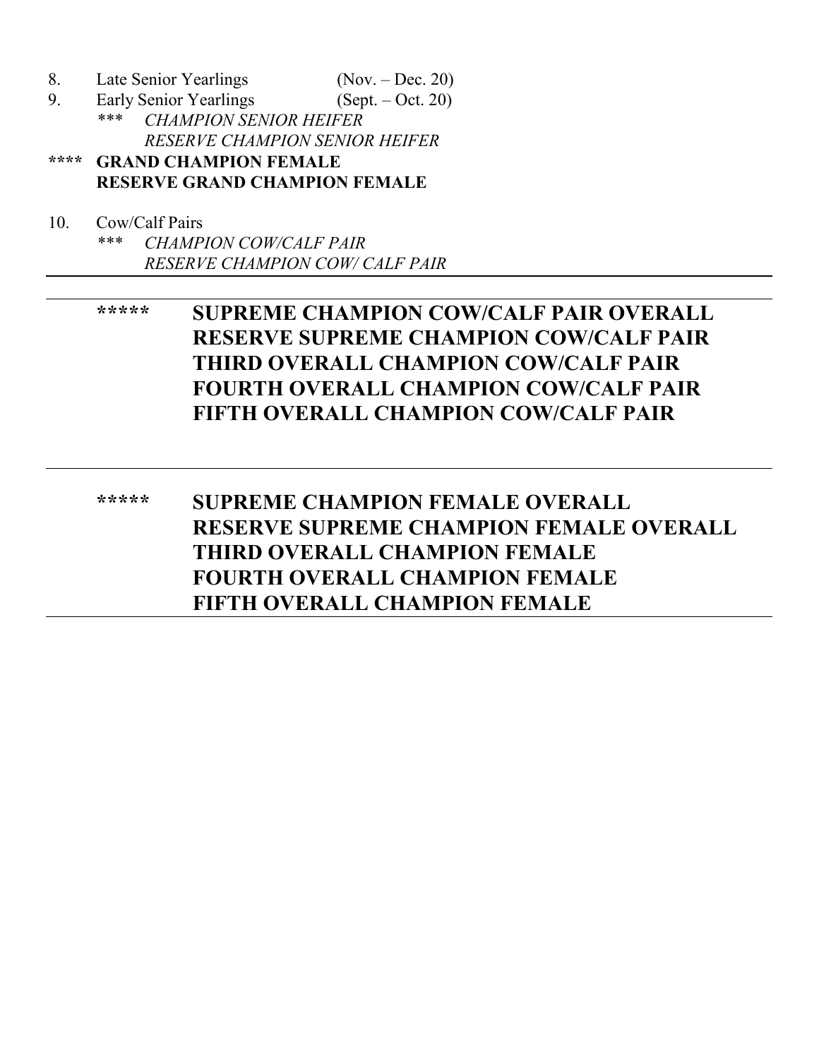8. Late Senior Yearlings (Nov. – Dec. 20)
9. Early Senior Yearlings (Sept. – Oct. 20)
   *** *CHAMPION SENIOR HEIFER*
   *RESERVE CHAMPION SENIOR HEIFER*

**** **GRAND CHAMPION FEMALE**
**RESERVE GRAND CHAMPION FEMALE**

10. Cow/Calf Pairs
    *** *CHAMPION COW/CALF PAIR*
    *RESERVE CHAMPION COW/ CALF PAIR*

---

**\*\*\*\*\* SUPREME CHAMPION COW/CALF PAIR OVERALL**
**RESERVE SUPREME CHAMPION COW/CALF PAIR**
**THIRD OVERALL CHAMPION COW/CALF PAIR**
**FOURTH OVERALL CHAMPION COW/CALF PAIR**
**FIFTH OVERALL CHAMPION COW/CALF PAIR**

---

**\*\*\*\*\* SUPREME CHAMPION FEMALE OVERALL**
**RESERVE SUPREME CHAMPION FEMALE OVERALL**
**THIRD OVERALL CHAMPION FEMALE**
**FOURTH OVERALL CHAMPION FEMALE**
**FIFTH OVERALL CHAMPION FEMALE**